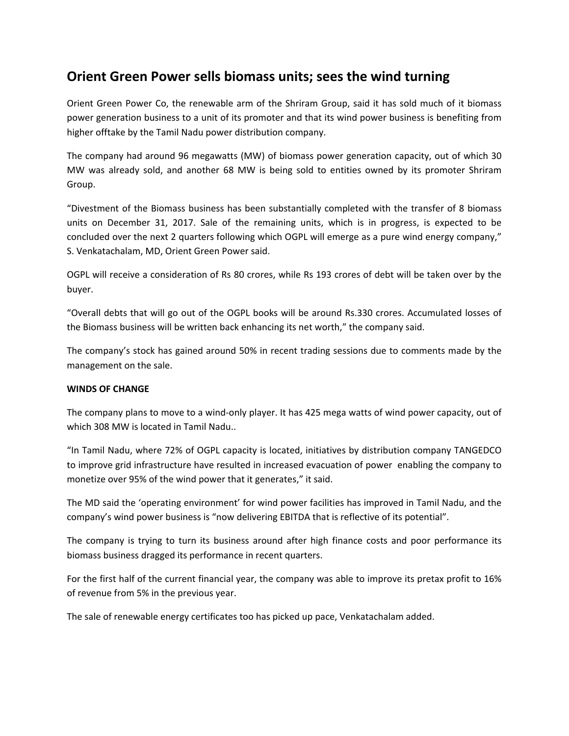# Orient Green Power sells biomass units; sees the wind turning

Orient Green Power Co, the renewable arm of the Shriram Group, said it has sold much of it biomass power generation business to a unit of its promoter and that its wind power business is benefiting from higher offtake by the Tamil Nadu power distribution company.

The company had around 96 megawatts (MW) of biomass power generation capacity, out of which 30 MW was already sold, and another 68 MW is being sold to entities owned by its promoter Shriram Group.

"Divestment of the Biomass business has been substantially completed with the transfer of 8 biomass units on December 31, 2017. Sale of the remaining units, which is in progress, is expected to be concluded over the next 2 quarters following which OGPL will emerge as a pure wind energy company," S. Venkatachalam, MD, Orient Green Power said.

OGPL will receive a consideration of Rs 80 crores, while Rs 193 crores of debt will be taken over by the buyer.

"Overall debts that will go out of the OGPL books will be around Rs.330 crores. Accumulated losses of the Biomass business will be written back enhancing its net worth," the company said.

The company's stock has gained around 50% in recent trading sessions due to comments made by the management on the sale.

**WINDS OF CHANGE**

The company plans to move to a wind-only player. It has 425 mega watts of wind power capacity, out of which 308 MW is located in Tamil Nadu..

"In Tamil Nadu, where 72% of OGPL capacity is located, initiatives by distribution company TANGEDCO to improve grid infrastructure have resulted in increased evacuation of power enabling the company to monetize over 95% of the wind power that it generates," it said.

The MD said the 'operating environment' for wind power facilities has improved in Tamil Nadu, and the company's wind power business is "now delivering EBITDA that is reflective of its potential".

The company is trying to turn its business around after high finance costs and poor performance its biomass business dragged its performance in recent quarters.

For the first half of the current financial year, the company was able to improve its pretax profit to 16% of revenue from 5% in the previous year.

The sale of renewable energy certificates too has picked up pace, Venkatachalam added.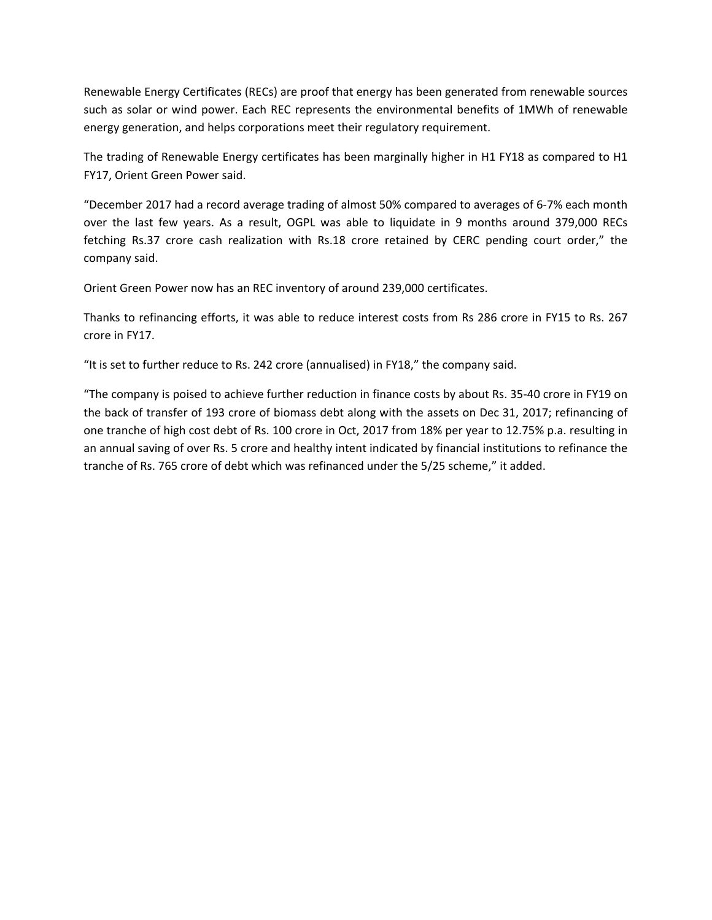Renewable Energy Certificates (RECs) are proof that energy has been generated from renewable sources such as solar or wind power. Each REC represents the environmental benefits of 1MWh of renewable energy generation, and helps corporations meet their regulatory requirement.

The trading of Renewable Energy certificates has been marginally higher in H1 FY18 as compared to H1 FY17, Orient Green Power said.

"December 2017 had a record average trading of almost 50% compared to averages of 6-7% each month over the last few years. As a result, OGPL was able to liquidate in 9 months around 379,000 RECs fetching Rs.37 crore cash realization with Rs.18 crore retained by CERC pending court order," the company said.

Orient Green Power now has an REC inventory of around 239,000 certificates.

Thanks to refinancing efforts, it was able to reduce interest costs from Rs 286 crore in FY15 to Rs. 267 crore in FY17.

"It is set to further reduce to Rs. 242 crore (annualised) in FY18," the company said.

"The company is poised to achieve further reduction in finance costs by about Rs. 35-40 crore in FY19 on the back of transfer of 193 crore of biomass debt along with the assets on Dec 31, 2017; refinancing of one tranche of high cost debt of Rs. 100 crore in Oct, 2017 from 18% per year to 12.75% p.a. resulting in an annual saving of over Rs. 5 crore and healthy intent indicated by financial institutions to refinance the tranche of Rs. 765 crore of debt which was refinanced under the 5/25 scheme," it added.